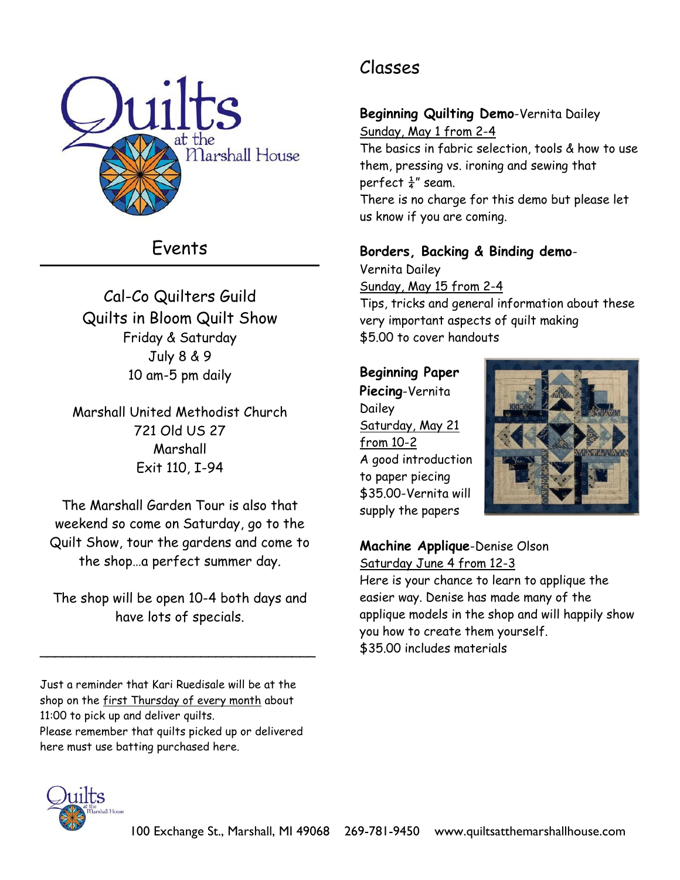# Quilts at the Marshall House

## Events

**Cal-Co Quilters Guild**
**Quilts in Bloom Quilt Show**
Friday & Saturday
July 8 & 9
10 am-5 pm daily

Marshall United Methodist Church
721 Old US 27
Marshall
Exit 110, I-94

The Marshall Garden Tour is also that weekend so come on Saturday, go to the Quilt Show, tour the gardens and come to the shop…a perfect summer day.

The shop will be open 10-4 both days and have lots of specials.

---

Just a reminder that Kari Ruedisale will be at the shop on the first Thursday of every month about 11:00 to pick up and deliver quilts.
Please remember that quilts picked up or delivered here must use batting purchased here.

## Classes

**Beginning Quilting Demo**-Vernita Dailey
Sunday, May 1 from 2-4
The basics in fabric selection, tools & how to use them, pressing vs. ironing and sewing that perfect ¼" seam.
There is no charge for this demo but please let us know if you are coming.

**Borders, Backing & Binding demo**-Vernita Dailey
Sunday, May 15 from 2-4
Tips, tricks and general information about these very important aspects of quilt making
$5.00 to cover handouts

**Beginning Paper Piecing**-Vernita Dailey
Saturday, May 21 from 10-2
A good introduction to paper piecing
$35.00-Vernita will supply the papers

**Machine Applique**-Denise Olson
Saturday June 4 from 12-3
Here is your chance to learn to applique the easier way. Denise has made many of the applique models in the shop and will happily show you how to create them yourself.
$35.00 includes materials

100 Exchange St., Marshall, MI 49068 269-781-9450 www.quiltsatthemarshallhouse.com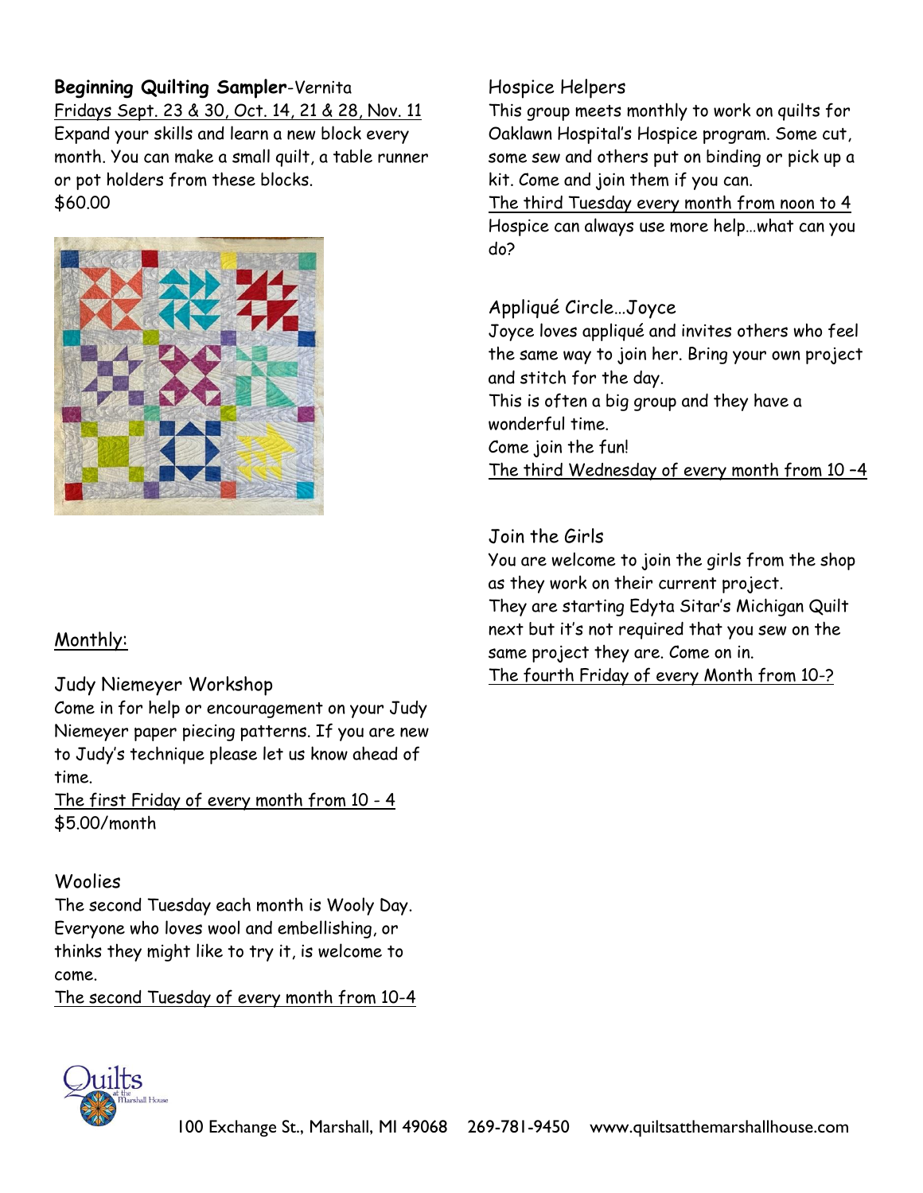**Beginning Quilting Sampler**-Vernita

Fridays Sept. 23 & 30, Oct. 14, 21 & 28, Nov. 11

Expand your skills and learn a new block every month. You can make a small quilt, a table runner or pot holders from these blocks.

$60.00

Monthly:

Judy Niemeyer Workshop

Come in for help or encouragement on your Judy Niemeyer paper piecing patterns. If you are new to Judy's technique please let us know ahead of time.

The first Friday of every month from 10 - 4

$5.00/month

Woolies

The second Tuesday each month is Wooly Day. Everyone who loves wool and embellishing, or thinks they might like to try it, is welcome to come.

The second Tuesday of every month from 10-4

Hospice Helpers

This group meets monthly to work on quilts for Oaklawn Hospital's Hospice program. Some cut, some sew and others put on binding or pick up a kit. Come and join them if you can.

The third Tuesday every month from noon to 4

Hospice can always use more help…what can you do?

Appliqué Circle…Joyce

Joyce loves appliqué and invites others who feel the same way to join her. Bring your own project and stitch for the day.

This is often a big group and they have a wonderful time.

Come join the fun!

The third Wednesday of every month from 10 –4

Join the Girls

You are welcome to join the girls from the shop as they work on their current project.

They are starting Edyta Sitar's Michigan Quilt next but it's not required that you sew on the same project they are. Come on in.

The fourth Friday of every Month from 10-?

100 Exchange St., Marshall, MI 49068 269-781-9450 www.quiltsatthemarshallhouse.com